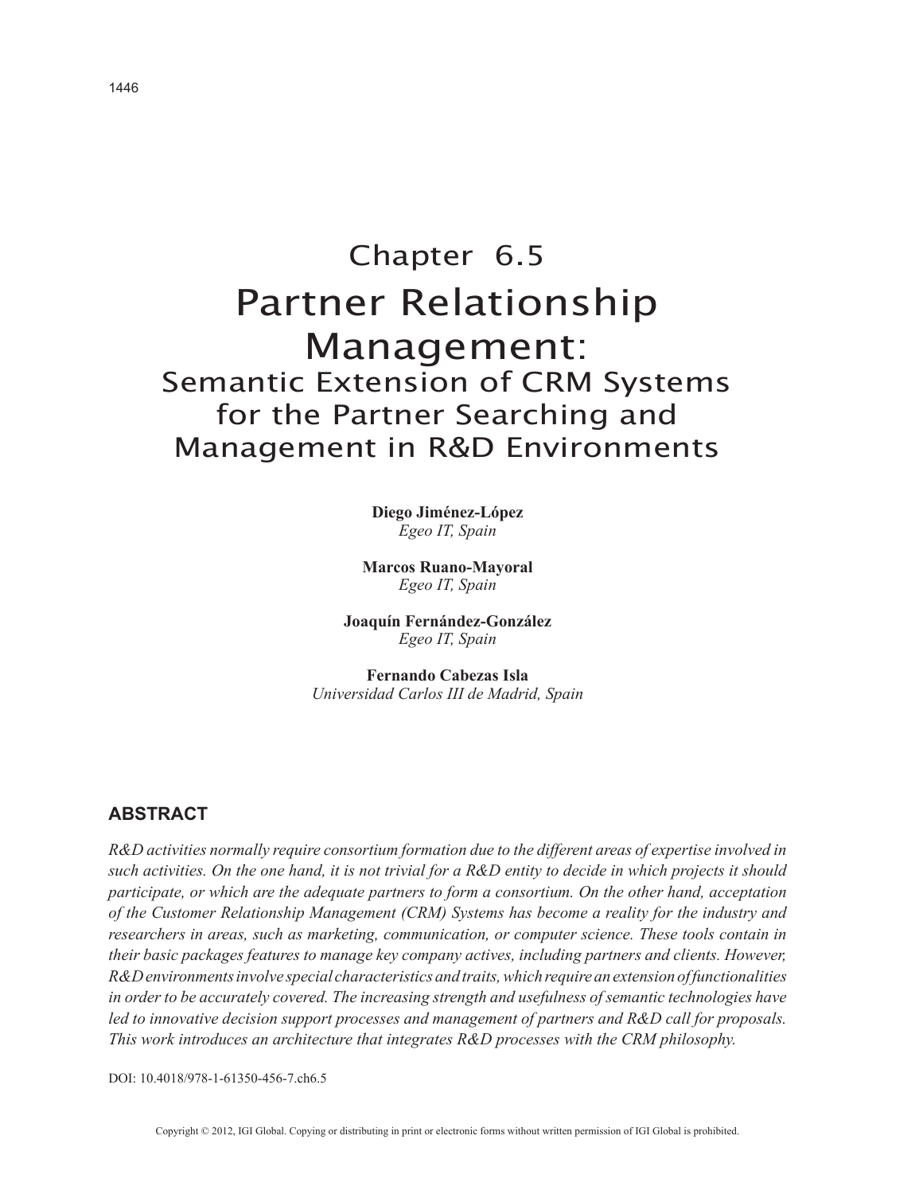# Chapter 6.5
# Partner Relationship Management:
## Semantic Extension of CRM Systems for the Partner Searching and Management in R&D Environments

**Diego Jiménez-López**
*Egeo IT, Spain*

**Marcos Ruano-Mayoral**
*Egeo IT, Spain*

**Joaquín Fernández-González**
*Egeo IT, Spain*

**Fernando Cabezas Isla**
*Universidad Carlos III de Madrid, Spain*

## ABSTRACT

*R&D activities normally require consortium formation due to the different areas of expertise involved in such activities. On the one hand, it is not trivial for a R&D entity to decide in which projects it should participate, or which are the adequate partners to form a consortium. On the other hand, acceptation of the Customer Relationship Management (CRM) Systems has become a reality for the industry and researchers in areas, such as marketing, communication, or computer science. These tools contain in their basic packages features to manage key company actives, including partners and clients. However, R&D environments involve special characteristics and traits, which require an extension of functionalities in order to be accurately covered. The increasing strength and usefulness of semantic technologies have led to innovative decision support processes and management of partners and R&D call for proposals. This work introduces an architecture that integrates R&D processes with the CRM philosophy.*

DOI: 10.4018/978-1-61350-456-7.ch6.5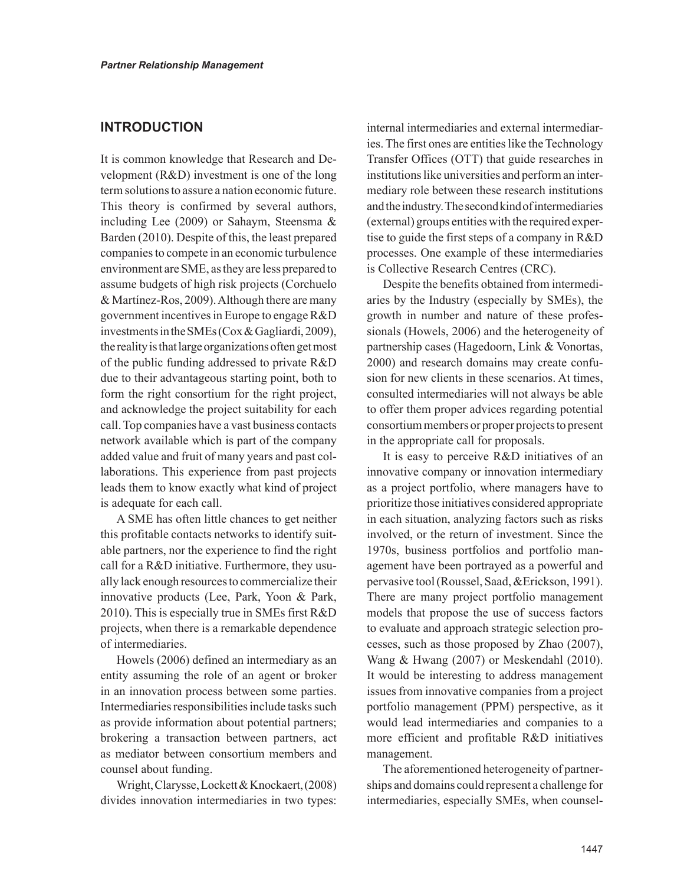## INTRODUCTION

It is common knowledge that Research and Development (R&D) investment is one of the long term solutions to assure a nation economic future. This theory is confirmed by several authors, including Lee (2009) or Sahaym, Steensma & Barden (2010). Despite of this, the least prepared companies to compete in an economic turbulence environment are SME, as they are less prepared to assume budgets of high risk projects (Corchuelo & Martínez-Ros, 2009). Although there are many government incentives in Europe to engage R&D investments in the SMEs (Cox & Gagliardi, 2009), the reality is that large organizations often get most of the public funding addressed to private R&D due to their advantageous starting point, both to form the right consortium for the right project, and acknowledge the project suitability for each call. Top companies have a vast business contacts network available which is part of the company added value and fruit of many years and past collaborations. This experience from past projects leads them to know exactly what kind of project is adequate for each call.

A SME has often little chances to get neither this profitable contacts networks to identify suitable partners, nor the experience to find the right call for a R&D initiative. Furthermore, they usually lack enough resources to commercialize their innovative products (Lee, Park, Yoon & Park, 2010). This is especially true in SMEs first R&D projects, when there is a remarkable dependence of intermediaries.

Howels (2006) defined an intermediary as an entity assuming the role of an agent or broker in an innovation process between some parties. Intermediaries responsibilities include tasks such as provide information about potential partners; brokering a transaction between partners, act as mediator between consortium members and counsel about funding.

Wright, Clarysse, Lockett & Knockaert, (2008) divides innovation intermediaries in two types: internal intermediaries and external intermediaries. The first ones are entities like the Technology Transfer Offices (OTT) that guide researches in institutions like universities and perform an intermediary role between these research institutions and the industry. The second kind of intermediaries (external) groups entities with the required expertise to guide the first steps of a company in R&D processes. One example of these intermediaries is Collective Research Centres (CRC).

Despite the benefits obtained from intermediaries by the Industry (especially by SMEs), the growth in number and nature of these professionals (Howels, 2006) and the heterogeneity of partnership cases (Hagedoorn, Link & Vonortas, 2000) and research domains may create confusion for new clients in these scenarios. At times, consulted intermediaries will not always be able to offer them proper advices regarding potential consortium members or proper projects to present in the appropriate call for proposals.

It is easy to perceive R&D initiatives of an innovative company or innovation intermediary as a project portfolio, where managers have to prioritize those initiatives considered appropriate in each situation, analyzing factors such as risks involved, or the return of investment. Since the 1970s, business portfolios and portfolio management have been portrayed as a powerful and pervasive tool (Roussel, Saad, &Erickson, 1991). There are many project portfolio management models that propose the use of success factors to evaluate and approach strategic selection processes, such as those proposed by Zhao (2007), Wang & Hwang (2007) or Meskendahl (2010). It would be interesting to address management issues from innovative companies from a project portfolio management (PPM) perspective, as it would lead intermediaries and companies to a more efficient and profitable R&D initiatives management.

The aforementioned heterogeneity of partnerships and domains could represent a challenge for intermediaries, especially SMEs, when counsel-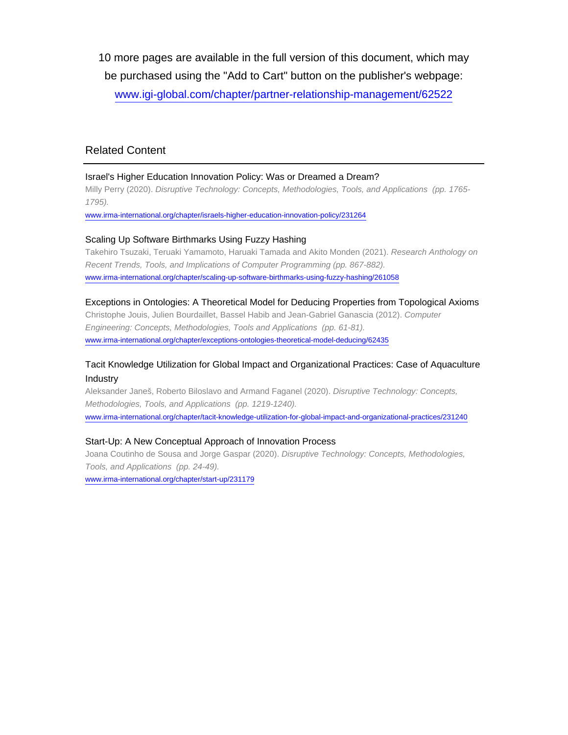10 more pages are available in the full version of this document, which may be purchased using the "Add to Cart" button on the publisher's webpage: www.igi-global.com/chapter/partner-relationship-management/62522

## Related Content

Israel's Higher Education Innovation Policy: Was or Dreamed a Dream?
Milly Perry (2020). *Disruptive Technology: Concepts, Methodologies, Tools, and Applications (pp. 1765-1795).*
www.irma-international.org/chapter/israels-higher-education-innovation-policy/231264

Scaling Up Software Birthmarks Using Fuzzy Hashing
Takehiro Tsuzaki, Teruaki Yamamoto, Haruaki Tamada and Akito Monden (2021). *Research Anthology on Recent Trends, Tools, and Implications of Computer Programming (pp. 867-882).*
www.irma-international.org/chapter/scaling-up-software-birthmarks-using-fuzzy-hashing/261058

Exceptions in Ontologies: A Theoretical Model for Deducing Properties from Topological Axioms
Christophe Jouis, Julien Bourdaillet, Bassel Habib and Jean-Gabriel Ganascia (2012). *Computer Engineering: Concepts, Methodologies, Tools and Applications (pp. 61-81).*
www.irma-international.org/chapter/exceptions-ontologies-theoretical-model-deducing/62435

Tacit Knowledge Utilization for Global Impact and Organizational Practices: Case of Aquaculture Industry
Aleksander Janeš, Roberto Biloslavo and Armand Faganel (2020). *Disruptive Technology: Concepts, Methodologies, Tools, and Applications (pp. 1219-1240).*
www.irma-international.org/chapter/tacit-knowledge-utilization-for-global-impact-and-organizational-practices/231240

Start-Up: A New Conceptual Approach of Innovation Process
Joana Coutinho de Sousa and Jorge Gaspar (2020). *Disruptive Technology: Concepts, Methodologies, Tools, and Applications (pp. 24-49).*
www.irma-international.org/chapter/start-up/231179